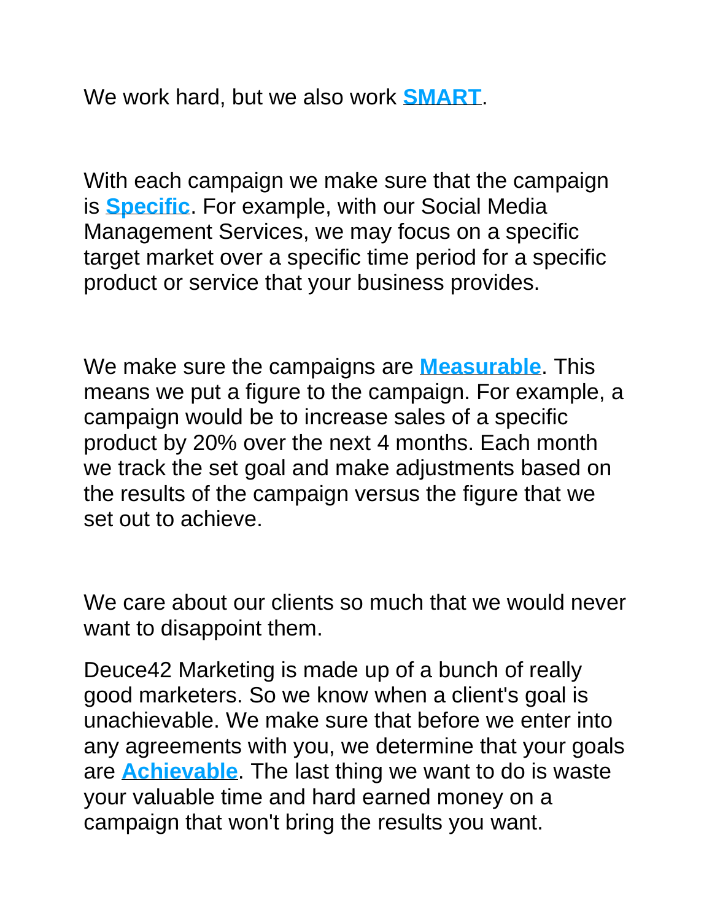We work hard, but we also work **SMART**.

With each campaign we make sure that the campaign is **Specific**. For example, with our Social Media Management Services, we may focus on a specific target market over a specific time period for a specific product or service that your business provides.

We make sure the campaigns are **Measurable**. This means we put a figure to the campaign. For example, a campaign would be to increase sales of a specific product by 20% over the next 4 months. Each month we track the set goal and make adjustments based on the results of the campaign versus the figure that we set out to achieve.

We care about our clients so much that we would never want to disappoint them.

Deuce42 Marketing is made up of a bunch of really good marketers. So we know when a client's goal is unachievable. We make sure that before we enter into any agreements with you, we determine that your goals are **Achievable**. The last thing we want to do is waste your valuable time and hard earned money on a campaign that won't bring the results you want.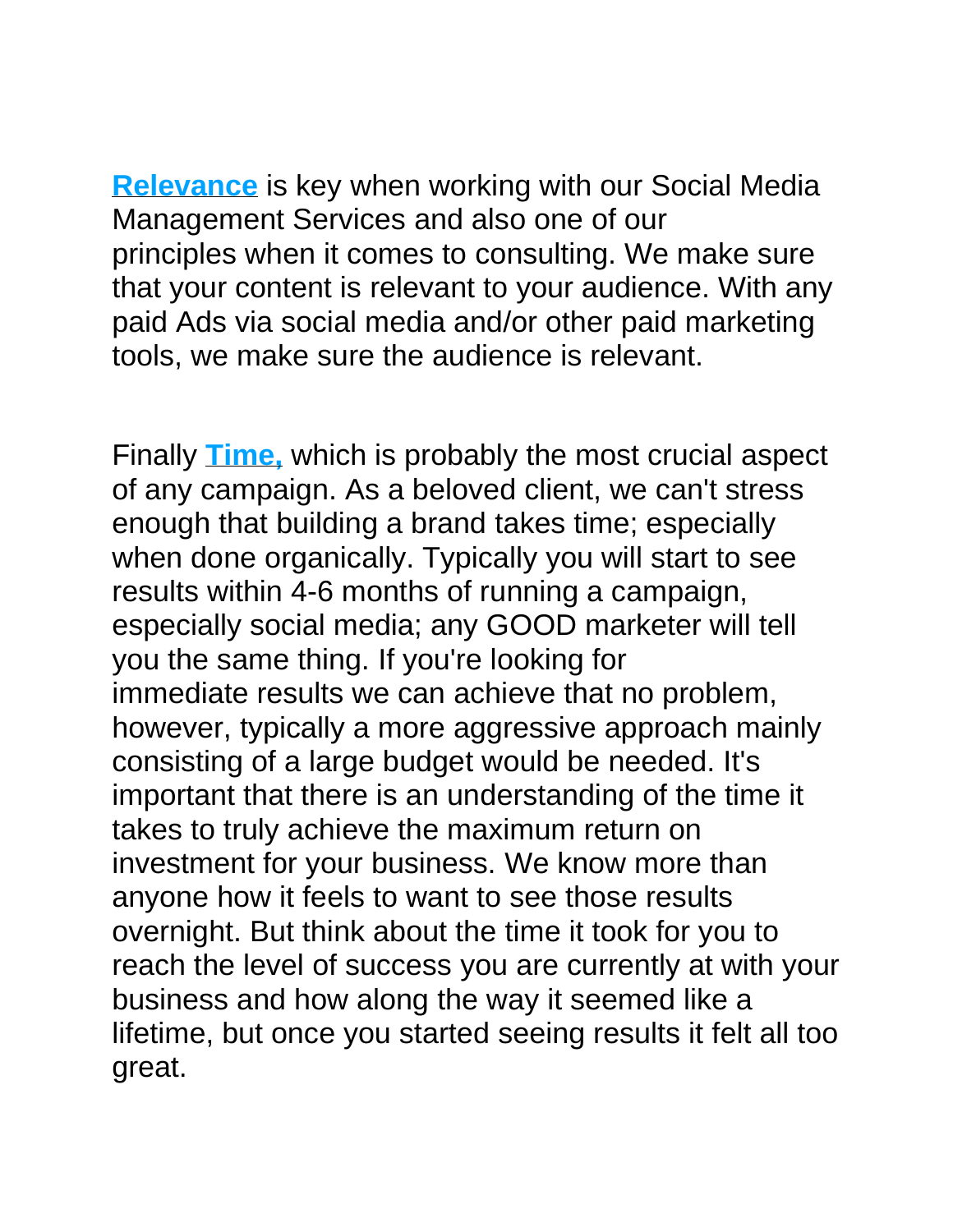**Relevance** is key when working with our Social Media Management Services and also one of our principles when it comes to consulting. We make sure that your content is relevant to your audience. With any paid Ads via social media and/or other paid marketing tools, we make sure the audience is relevant.

Finally **Time,** which is probably the most crucial aspect of any campaign. As a beloved client, we can't stress enough that building a brand takes time; especially when done organically. Typically you will start to see results within 4-6 months of running a campaign, especially social media; any GOOD marketer will tell you the same thing. If you're looking for immediate results we can achieve that no problem, however, typically a more aggressive approach mainly consisting of a large budget would be needed. It's important that there is an understanding of the time it takes to truly achieve the maximum return on investment for your business. We know more than anyone how it feels to want to see those results overnight. But think about the time it took for you to reach the level of success you are currently at with your business and how along the way it seemed like a lifetime, but once you started seeing results it felt all too great.